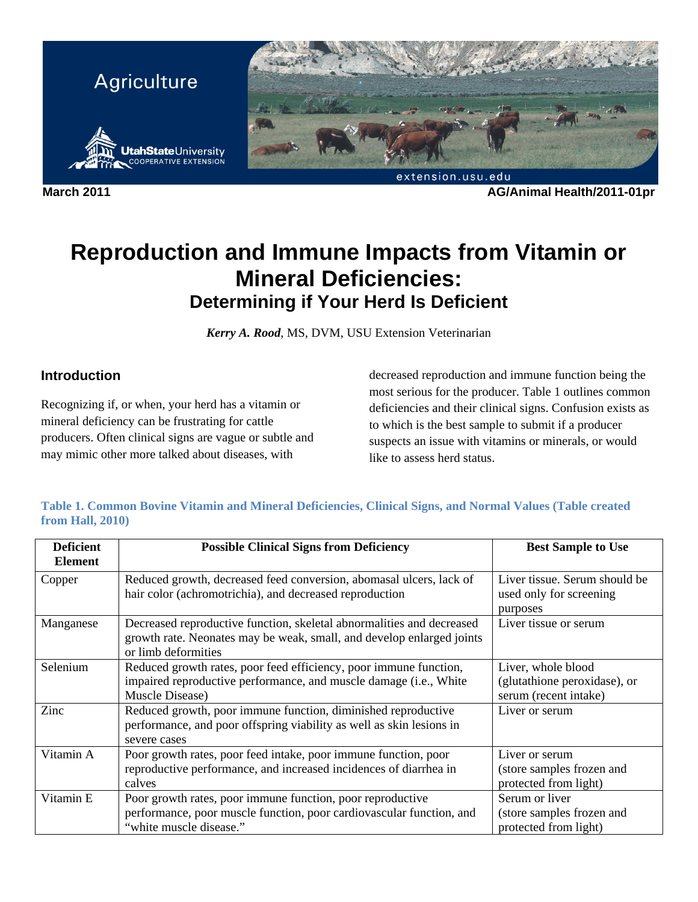Agriculture

Utah State University COOPERATIVE EXTENSION

extension.usu.edu

March 2011 AG/Animal Health/2011-01pr

# Reproduction and Immune Impacts from Vitamin or Mineral Deficiencies:

## Determining if Your Herd Is Deficient

***Kerry A. Rood***, MS, DVM, USU Extension Veterinarian

### Introduction

Recognizing if, or when, your herd has a vitamin or mineral deficiency can be frustrating for cattle producers. Often clinical signs are vague or subtle and may mimic other more talked about diseases, with decreased reproduction and immune function being the most serious for the producer. Table 1 outlines common deficiencies and their clinical signs. Confusion exists as to which is the best sample to submit if a producer suspects an issue with vitamins or minerals, or would like to assess herd status.

**Table 1. Common Bovine Vitamin and Mineral Deficiencies, Clinical Signs, and Normal Values (Table created from Hall, 2010)**

| Deficient Element | Possible Clinical Signs from Deficiency | Best Sample to Use |
| --- | --- | --- |
| Copper | Reduced growth, decreased feed conversion, abomasal ulcers, lack of hair color (achromotrichia), and decreased reproduction | Liver tissue. Serum should be used only for screening purposes |
| Manganese | Decreased reproductive function, skeletal abnormalities and decreased growth rate. Neonates may be weak, small, and develop enlarged joints or limb deformities | Liver tissue or serum |
| Selenium | Reduced growth rates, poor feed efficiency, poor immune function, impaired reproductive performance, and muscle damage (i.e., White Muscle Disease) | Liver, whole blood (glutathione peroxidase), or serum (recent intake) |
| Zinc | Reduced growth, poor immune function, diminished reproductive performance, and poor offspring viability as well as skin lesions in severe cases | Liver or serum |
| Vitamin A | Poor growth rates, poor feed intake, poor immune function, poor reproductive performance, and increased incidences of diarrhea in calves | Liver or serum (store samples frozen and protected from light) |
| Vitamin E | Poor growth rates, poor immune function, poor reproductive performance, poor muscle function, poor cardiovascular function, and "white muscle disease." | Serum or liver (store samples frozen and protected from light) |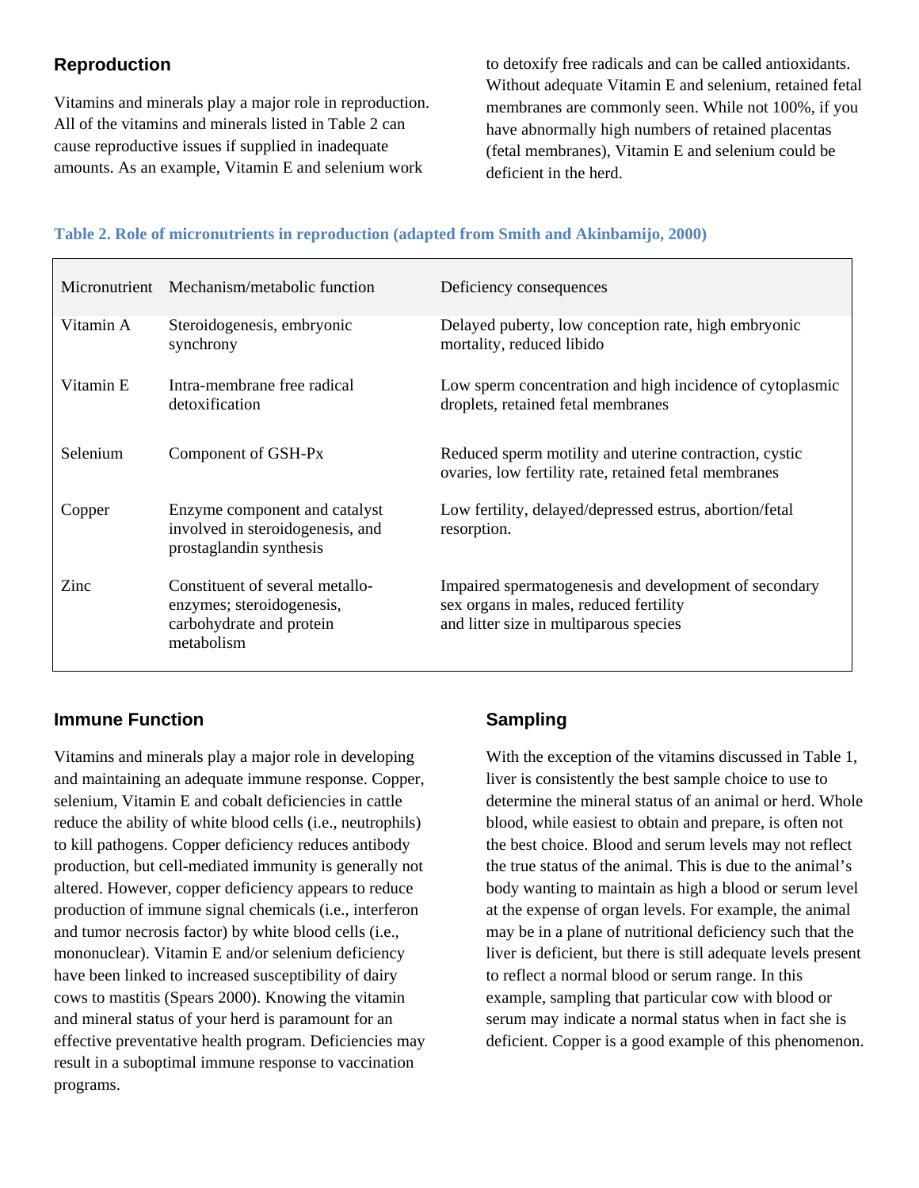## Reproduction

Vitamins and minerals play a major role in reproduction. All of the vitamins and minerals listed in Table 2 can cause reproductive issues if supplied in inadequate amounts. As an example, Vitamin E and selenium work to detoxify free radicals and can be called antioxidants. Without adequate Vitamin E and selenium, retained fetal membranes are commonly seen. While not 100%, if you have abnormally high numbers of retained placentas (fetal membranes), Vitamin E and selenium could be deficient in the herd.

**Table 2. Role of micronutrients in reproduction (adapted from Smith and Akinbamijo, 2000)**

| Micronutrient | Mechanism/metabolic function | Deficiency consequences |
|---|---|---|
| Vitamin A | Steroidogenesis, embryonic synchrony | Delayed puberty, low conception rate, high embryonic mortality, reduced libido |
| Vitamin E | Intra-membrane free radical detoxification | Low sperm concentration and high incidence of cytoplasmic droplets, retained fetal membranes |
| Selenium | Component of GSH-Px | Reduced sperm motility and uterine contraction, cystic ovaries, low fertility rate, retained fetal membranes |
| Copper | Enzyme component and catalyst involved in steroidogenesis, and prostaglandin synthesis | Low fertility, delayed/depressed estrus, abortion/fetal resorption. |
| Zinc | Constituent of several metallo-enzymes; steroidogenesis, carbohydrate and protein metabolism | Impaired spermatogenesis and development of secondary sex organs in males, reduced fertility and litter size in multiparous species |

## Immune Function

Vitamins and minerals play a major role in developing and maintaining an adequate immune response. Copper, selenium, Vitamin E and cobalt deficiencies in cattle reduce the ability of white blood cells (i.e., neutrophils) to kill pathogens. Copper deficiency reduces antibody production, but cell-mediated immunity is generally not altered. However, copper deficiency appears to reduce production of immune signal chemicals (i.e., interferon and tumor necrosis factor) by white blood cells (i.e., mononuclear). Vitamin E and/or selenium deficiency have been linked to increased susceptibility of dairy cows to mastitis (Spears 2000). Knowing the vitamin and mineral status of your herd is paramount for an effective preventative health program. Deficiencies may result in a suboptimal immune response to vaccination programs.

## Sampling

With the exception of the vitamins discussed in Table 1, liver is consistently the best sample choice to use to determine the mineral status of an animal or herd. Whole blood, while easiest to obtain and prepare, is often not the best choice. Blood and serum levels may not reflect the true status of the animal. This is due to the animal's body wanting to maintain as high a blood or serum level at the expense of organ levels. For example, the animal may be in a plane of nutritional deficiency such that the liver is deficient, but there is still adequate levels present to reflect a normal blood or serum range. In this example, sampling that particular cow with blood or serum may indicate a normal status when in fact she is deficient. Copper is a good example of this phenomenon.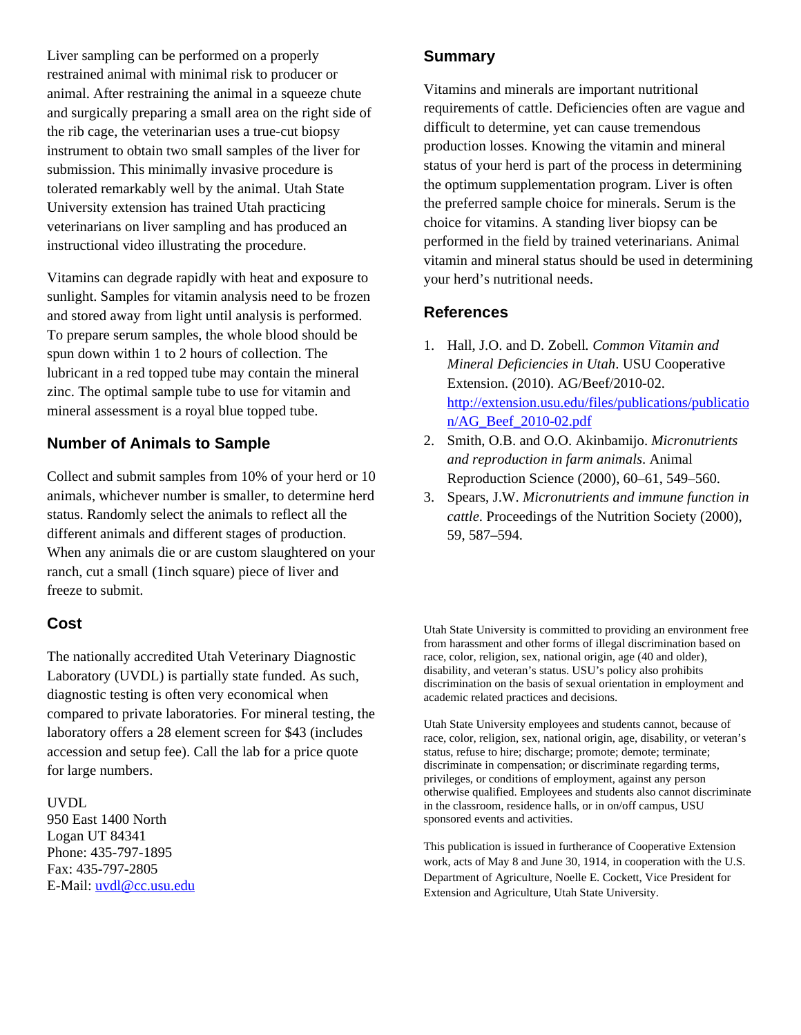Liver sampling can be performed on a properly restrained animal with minimal risk to producer or animal. After restraining the animal in a squeeze chute and surgically preparing a small area on the right side of the rib cage, the veterinarian uses a true-cut biopsy instrument to obtain two small samples of the liver for submission. This minimally invasive procedure is tolerated remarkably well by the animal. Utah State University extension has trained Utah practicing veterinarians on liver sampling and has produced an instructional video illustrating the procedure.

Vitamins can degrade rapidly with heat and exposure to sunlight. Samples for vitamin analysis need to be frozen and stored away from light until analysis is performed. To prepare serum samples, the whole blood should be spun down within 1 to 2 hours of collection. The lubricant in a red topped tube may contain the mineral zinc. The optimal sample tube to use for vitamin and mineral assessment is a royal blue topped tube.

## Number of Animals to Sample

Collect and submit samples from 10% of your herd or 10 animals, whichever number is smaller, to determine herd status. Randomly select the animals to reflect all the different animals and different stages of production. When any animals die or are custom slaughtered on your ranch, cut a small (1inch square) piece of liver and freeze to submit.

## Cost

The nationally accredited Utah Veterinary Diagnostic Laboratory (UVDL) is partially state funded. As such, diagnostic testing is often very economical when compared to private laboratories. For mineral testing, the laboratory offers a 28 element screen for $43 (includes accession and setup fee). Call the lab for a price quote for large numbers.

UVDL
950 East 1400 North
Logan UT 84341
Phone: 435-797-1895
Fax: 435-797-2805
E-Mail: uvdl@cc.usu.edu

## Summary

Vitamins and minerals are important nutritional requirements of cattle. Deficiencies often are vague and difficult to determine, yet can cause tremendous production losses. Knowing the vitamin and mineral status of your herd is part of the process in determining the optimum supplementation program. Liver is often the preferred sample choice for minerals. Serum is the choice for vitamins. A standing liver biopsy can be performed in the field by trained veterinarians. Animal vitamin and mineral status should be used in determining your herd's nutritional needs.

## References

1. Hall, J.O. and D. Zobell. *Common Vitamin and Mineral Deficiencies in Utah*. USU Cooperative Extension. (2010). AG/Beef/2010-02. http://extension.usu.edu/files/publications/publication/AG_Beef_2010-02.pdf
2. Smith, O.B. and O.O. Akinbamijo. *Micronutrients and reproduction in farm animals*. Animal Reproduction Science (2000), 60–61, 549–560.
3. Spears, J.W. *Micronutrients and immune function in cattle*. Proceedings of the Nutrition Society (2000), 59, 587–594.

Utah State University is committed to providing an environment free from harassment and other forms of illegal discrimination based on race, color, religion, sex, national origin, age (40 and older), disability, and veteran's status. USU's policy also prohibits discrimination on the basis of sexual orientation in employment and academic related practices and decisions.

Utah State University employees and students cannot, because of race, color, religion, sex, national origin, age, disability, or veteran's status, refuse to hire; discharge; promote; demote; terminate; discriminate in compensation; or discriminate regarding terms, privileges, or conditions of employment, against any person otherwise qualified. Employees and students also cannot discriminate in the classroom, residence halls, or in on/off campus, USU sponsored events and activities.

This publication is issued in furtherance of Cooperative Extension work, acts of May 8 and June 30, 1914, in cooperation with the U.S. Department of Agriculture, Noelle E. Cockett, Vice President for Extension and Agriculture, Utah State University.